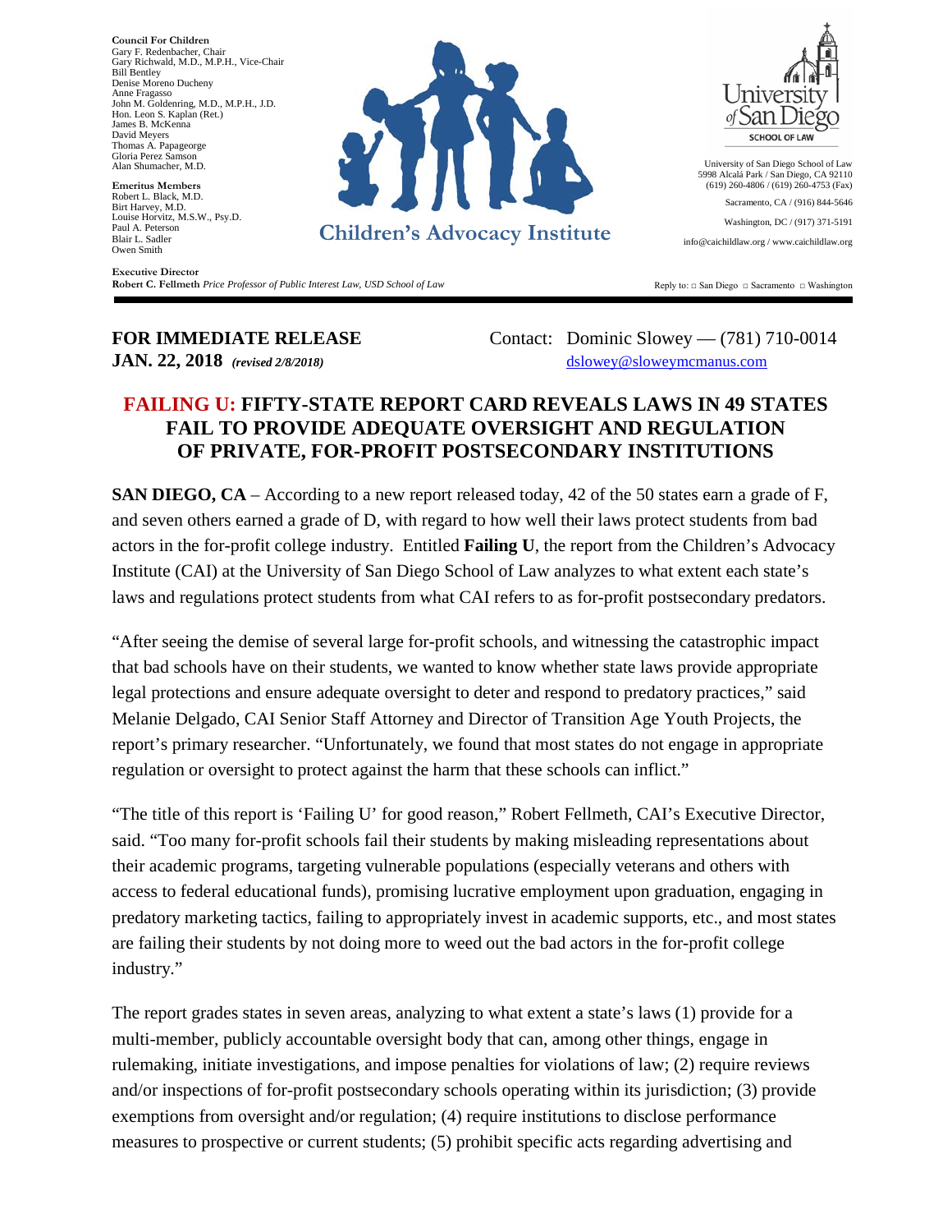**Council For Children**
Gary F. Redenbacher, Chair
Gary Richwald, M.D., M.P.H., Vice-Chair
Bill Bentley
Denise Moreno Ducheny
Anne Fragasso
John M. Goldenring, M.D., M.P.H., J.D.
Hon. Leon S. Kaplan (Ret.)
James B. McKenna
David Meyers
Thomas A. Papageorge
Gloria Perez Samson
Alan Shumacher, M.D.

**Emeritus Members**
Robert L. Black, M.D.
Birt Harvey, M.D.
Louise Horvitz, M.S.W., Psy.D.
Paul A. Peterson
Blair L. Sadler
Owen Smith

**Executive Director**
**Robert C. Fellmeth** *Price Professor of Public Interest Law, USD School of Law*

**Children's Advocacy Institute**

University of San Diego School of Law

University of San Diego School of Law
5998 Alcalá Park / San Diego, CA 92110
(619) 260-4806 / (619) 260-4753 (Fax)

Sacramento, CA / (916) 844-5646

Washington, DC / (917) 371-5191

info@caichildlaw.org / www.caichildlaw.org

Reply to: □ San Diego □ Sacramento □ Washington

---

**FOR IMMEDIATE RELEASE**
**JAN. 22, 2018** ***(revised 2/8/2018)***

Contact: Dominic Slowey — (781) 710-0014
dslowey@sloweymcmanus.com

## FAILING U: FIFTY-STATE REPORT CARD REVEALS LAWS IN 49 STATES FAIL TO PROVIDE ADEQUATE OVERSIGHT AND REGULATION OF PRIVATE, FOR-PROFIT POSTSECONDARY INSTITUTIONS

**SAN DIEGO, CA** – According to a new report released today, 42 of the 50 states earn a grade of F, and seven others earned a grade of D, with regard to how well their laws protect students from bad actors in the for-profit college industry. Entitled **Failing U**, the report from the Children's Advocacy Institute (CAI) at the University of San Diego School of Law analyzes to what extent each state's laws and regulations protect students from what CAI refers to as for-profit postsecondary predators.

"After seeing the demise of several large for-profit schools, and witnessing the catastrophic impact that bad schools have on their students, we wanted to know whether state laws provide appropriate legal protections and ensure adequate oversight to deter and respond to predatory practices," said Melanie Delgado, CAI Senior Staff Attorney and Director of Transition Age Youth Projects, the report's primary researcher. "Unfortunately, we found that most states do not engage in appropriate regulation or oversight to protect against the harm that these schools can inflict."

"The title of this report is 'Failing U' for good reason," Robert Fellmeth, CAI's Executive Director, said. "Too many for-profit schools fail their students by making misleading representations about their academic programs, targeting vulnerable populations (especially veterans and others with access to federal educational funds), promising lucrative employment upon graduation, engaging in predatory marketing tactics, failing to appropriately invest in academic supports, etc., and most states are failing their students by not doing more to weed out the bad actors in the for-profit college industry."

The report grades states in seven areas, analyzing to what extent a state's laws (1) provide for a multi-member, publicly accountable oversight body that can, among other things, engage in rulemaking, initiate investigations, and impose penalties for violations of law; (2) require reviews and/or inspections of for-profit postsecondary schools operating within its jurisdiction; (3) provide exemptions from oversight and/or regulation; (4) require institutions to disclose performance measures to prospective or current students; (5) prohibit specific acts regarding advertising and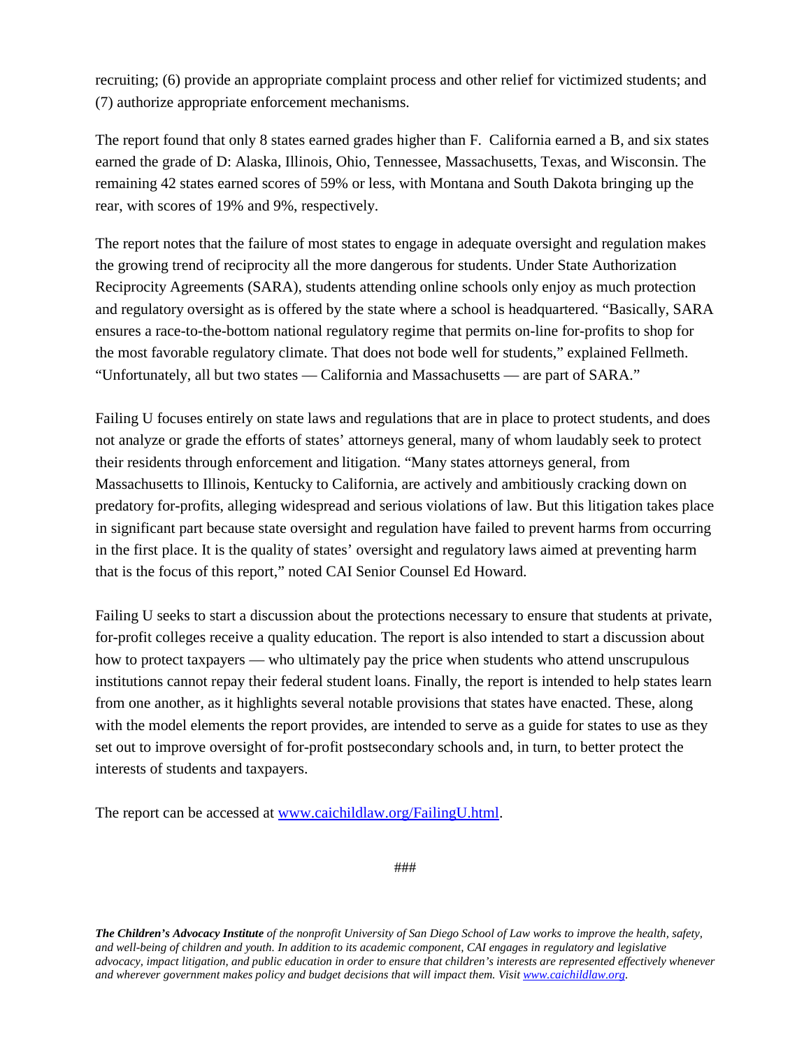recruiting; (6) provide an appropriate complaint process and other relief for victimized students; and (7) authorize appropriate enforcement mechanisms.

The report found that only 8 states earned grades higher than F. California earned a B, and six states earned the grade of D: Alaska, Illinois, Ohio, Tennessee, Massachusetts, Texas, and Wisconsin. The remaining 42 states earned scores of 59% or less, with Montana and South Dakota bringing up the rear, with scores of 19% and 9%, respectively.

The report notes that the failure of most states to engage in adequate oversight and regulation makes the growing trend of reciprocity all the more dangerous for students. Under State Authorization Reciprocity Agreements (SARA), students attending online schools only enjoy as much protection and regulatory oversight as is offered by the state where a school is headquartered. "Basically, SARA ensures a race-to-the-bottom national regulatory regime that permits on-line for-profits to shop for the most favorable regulatory climate. That does not bode well for students," explained Fellmeth. "Unfortunately, all but two states — California and Massachusetts — are part of SARA."

Failing U focuses entirely on state laws and regulations that are in place to protect students, and does not analyze or grade the efforts of states' attorneys general, many of whom laudably seek to protect their residents through enforcement and litigation. "Many states attorneys general, from Massachusetts to Illinois, Kentucky to California, are actively and ambitiously cracking down on predatory for-profits, alleging widespread and serious violations of law. But this litigation takes place in significant part because state oversight and regulation have failed to prevent harms from occurring in the first place. It is the quality of states' oversight and regulatory laws aimed at preventing harm that is the focus of this report," noted CAI Senior Counsel Ed Howard.

Failing U seeks to start a discussion about the protections necessary to ensure that students at private, for-profit colleges receive a quality education. The report is also intended to start a discussion about how to protect taxpayers — who ultimately pay the price when students who attend unscrupulous institutions cannot repay their federal student loans. Finally, the report is intended to help states learn from one another, as it highlights several notable provisions that states have enacted. These, along with the model elements the report provides, are intended to serve as a guide for states to use as they set out to improve oversight of for-profit postsecondary schools and, in turn, to better protect the interests of students and taxpayers.

The report can be accessed at [www.caichildlaw.org/FailingU.html](www.caichildlaw.org/FailingU.html).

###

***The Children's Advocacy Institute*** *of the nonprofit University of San Diego School of Law works to improve the health, safety, and well-being of children and youth. In addition to its academic component, CAI engages in regulatory and legislative advocacy, impact litigation, and public education in order to ensure that children's interests are represented effectively whenever and wherever government makes policy and budget decisions that will impact them. Visit [www.caichildlaw.org](www.caichildlaw.org).*